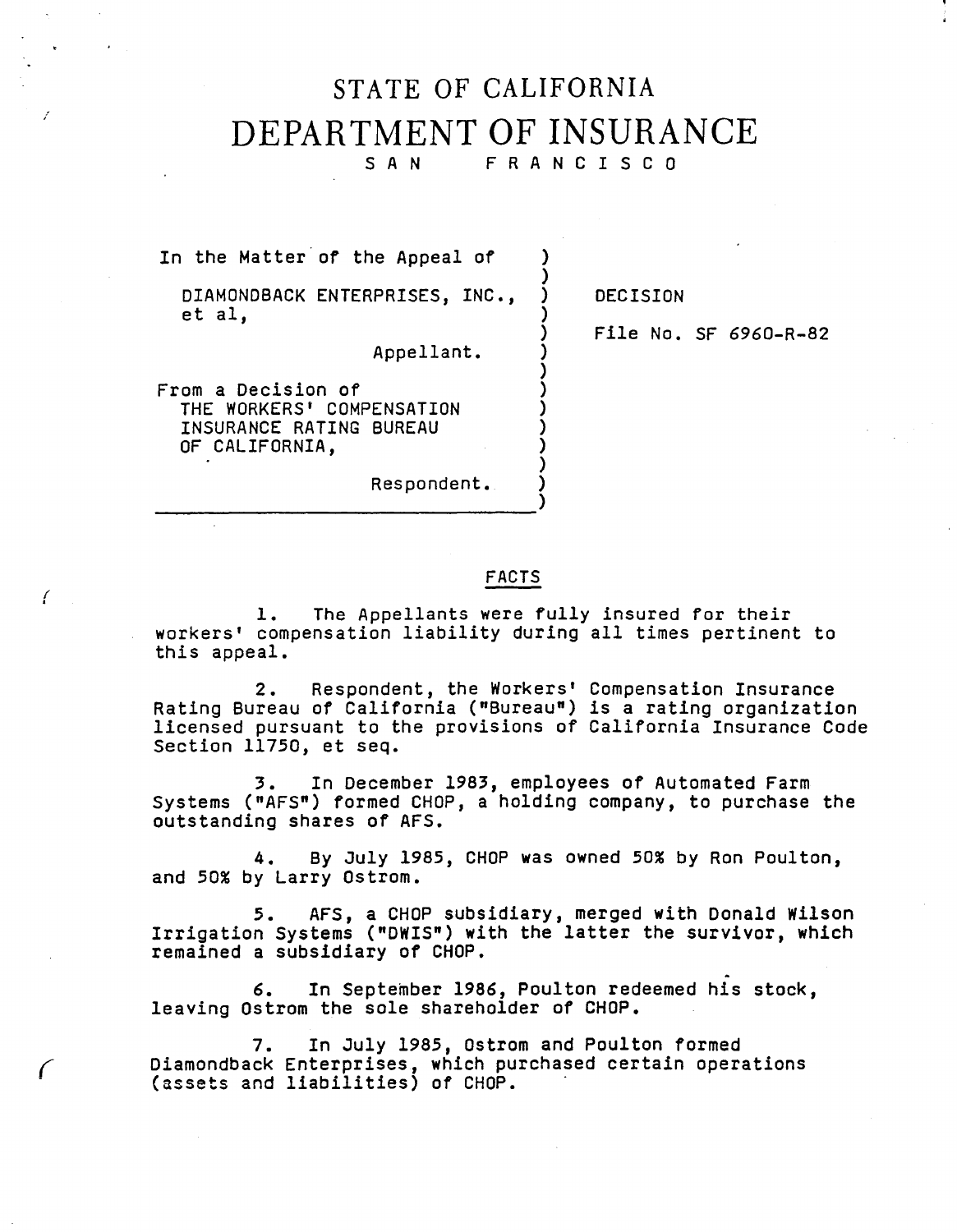# STATE OF CALIFORNIA

# DEPARTMENT OF INSURANCE

SAN FRANCISCO

In the Matter of the Appeal of

DIAMONDBACK ENTERPRISES, INC., et al,

Appellant.

From a Decision of THE WORKERS' COMPENSATION INSURANCE RATING BUREAU OF CALIFORNIA,

Respondent.

DECISION

File No. SF 6960-R-82

## FACTS

1. The Appellants were fully insured for their workers' compensation liability during all times pertinent to this appeal.

2. Respondent, the Workers' Compensation Insurance Rating Bureau of California ("Bureau") is a rating organization licensed pursuant to the provisions of California Insurance Code Section 11750, et seq.

3. In December 1983, employees of Automated Farm Systems ("AFS") formed CHOP, a holding company, to purchase the outstanding shares of AFS.

4. By July 1985, CHOP was owned 50% by Ron Poulton, and 50% by Larry Ostrom.

5. AFS, a CHOP subsidiary, merged with Donald Wilson Irrigation Systems ("DWIS") with the latter the survivor, which remained a subsidiary of CHOP.

6. In September 1986, Poulton redeemed his stock, leaving Ostrom the sole shareholder of CHOP.

7. In July 1985, Ostrom and Poulton formed Diamondback Enterprises, which purchased certain operations (assets and liabilities) of CHOP.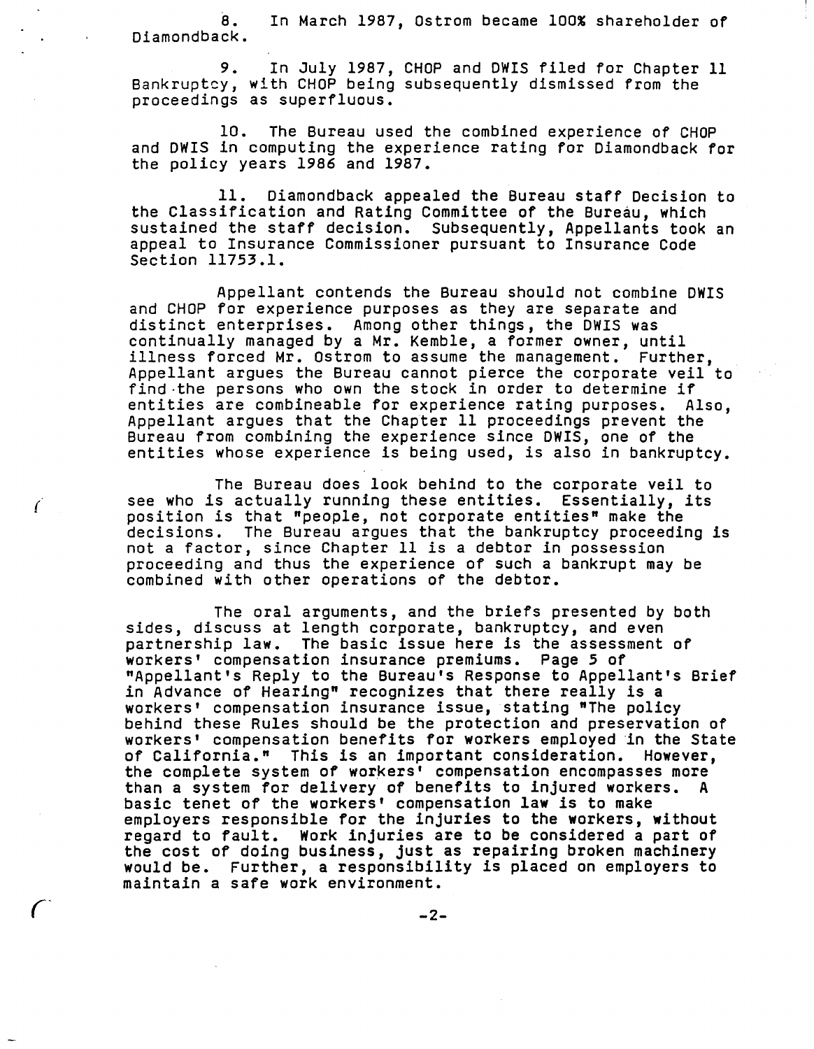8. In March 1987, Ostrom became 100% shareholder of Diamondback.

9. In July 1987, CHOP and DWIS filed for Chapter 11 Bankruptcy, with CHOP being subsequently dismissed from the proceedings as superfluous.

10. The Bureau used the combined experience of CHOP and DWIS in computing the experience rating for Diamondback for the policy years 1986 and 1987.

11. Diamondback appealed the Bureau staff Decision to the Classification and Rating Committee of the Bureau, which sustained the staff decision. Subsequently, Appellants took an appeal to Insurance Commissioner pursuant to Insurance Code Section 11753.1.

Appellant contends the Bureau should not combine DWIS and CHOP for experience purposes as they are separate and distinct enterprises. Among other things, the DWIS was continually managed by a Mr. Kemble, a former owner, until illness forced Mr. Ostrom to assume the management. Further, Appellant argues the Bureau cannot pierce the corporate veil to find the persons who own the stock in order to determine if entities are combineable for experience rating purposes. Also, Appellant argues that the Chapter 11 proceedings prevent the Bureau from combining the experience since DWIS, one of the entities whose experience is being used, is also in bankruptcy.

The Bureau does look behind to the corporate veil to see who is actually running these entities. Essentially, its position is that "people, not corporate entities" make the decisions. The Bureau argues that the bankruptcy proceeding is not a factor, since Chapter 11 is a debtor in possession proceeding and thus the experience of such a bankrupt may be combined with other operations of the debtor.

The oral arguments, and the briefs presented by both sides, discuss at length corporate, bankruptcy, and even partnership law. The basic issue here is the assessment of workers' compensation insurance premiums. Page 5 of "Appellant's Reply to the Bureau's Response to Appellant's Brief in Advance of Hearing" recognizes that there really is a workers' compensation insurance issue, stating "The policy behind these Rules should be the protection and preservation of workers' compensation benefits for workers employed in the State of California." This is an important consideration. However, the complete system of workers' compensation encompasses more than a system for delivery of benefits to injured workers. A basic tenet of the workers' compensation law is to make employers responsible for the injuries to the workers, without regard to fault. Work injuries are to be considered a part of the cost of doing business, just as repairing broken machinery would be. Further, a responsibility is placed on employers to maintain a safe work environment.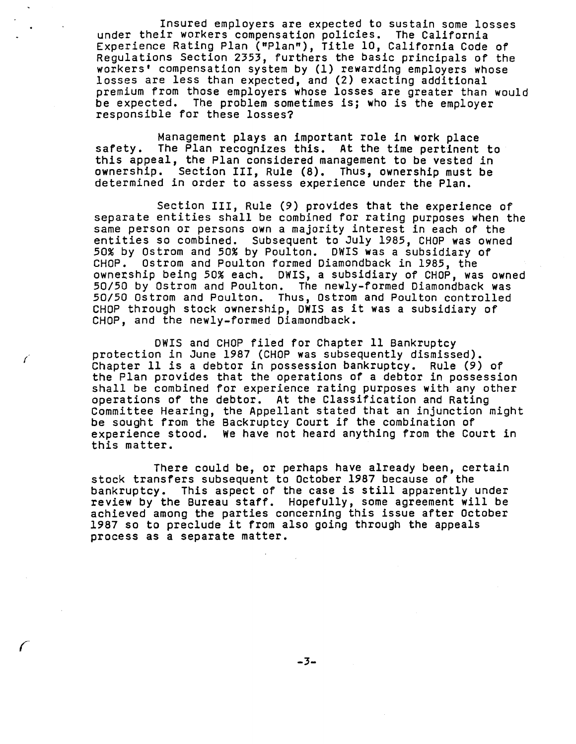Insured employers are expected to sustain some losses under their workers compensation policies. The California Experience Rating Plan ("Plan"), Title 10, California Code of Regulations Section 2353, furthers the basic principals of the workers' compensation system by (1) rewarding employers whose losses are less than expected, and (2) exacting additional premium from those employers whose losses are greater than would be expected. The problem sometimes is; who is the employer responsible for these losses?

Management plays an important role in work place safety. The Plan recognizes this. At the time pertinent to this appeal, the Plan considered management to be vested in ownership. Section III, Rule (8). Thus, ownership must be determined in order to assess experience under the Plan.

Section III, Rule (9) provides that the experience of separate entities shall be combined for rating purposes when the same person or persons own a majority interest in each of the entities so combined. Subsequent to July 1985, CHOP was owned 50% by Ostrom and 50% by Poulton. DWIS was a subsidiary of CHOP. Ostrom and Poulton formed Diamondback in 1985, the ownership being 50% each. DWIS, a subsidiary of CHOP, was owned 50/50 by Ostrom and Poulton. The newly-formed Diamondback was 50/50 Ostrom and Poulton. Thus, Ostrom and Poulton controlled CHOP through stock ownership, DWIS as it was a subsidiary of CHOP, and the newly-formed Diamondback.

DWIS and CHOP filed for Chapter 11 Bankruptcy protection in June 1987 (CHOP was subsequently dismissed). Chapter 11 is a debtor in possession bankruptcy. Rule (9) of the Plan provides that the operations of a debtor in possession shall be combined for experience rating purposes with any other operations of the debtor. At the Classification and Rating Committee Hearing, the Appellant stated that an injunction might be sought from the Backruptcy Court if the combination of experience stood. We have not heard anything from the Court in this matter.

There could be, or perhaps have already been, certain stock transfers subsequent to October 1987 because of the bankruptcy. This aspect of the case is still apparently under review by the Bureau staff. Hopefully, some agreement will be achieved among the parties concerning this issue after October 1987 so to preclude it from also going through the appeals process as a separate matter.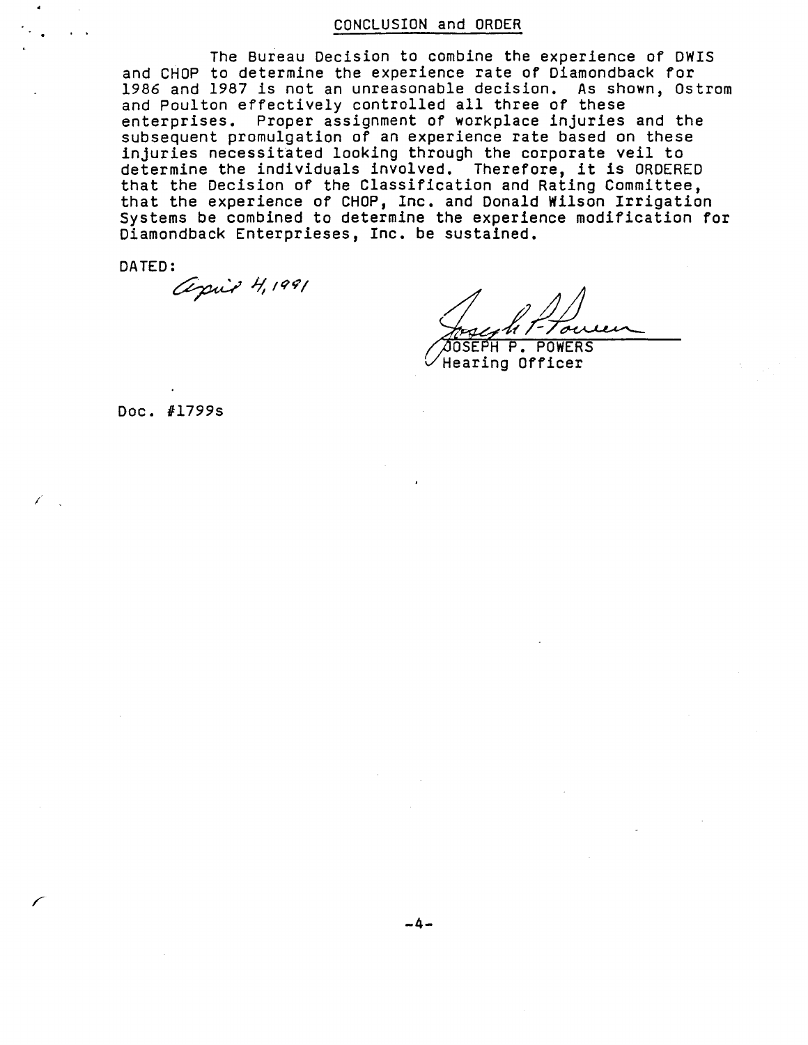## CONCLUSION and ORDER

The Bureau Decision to combine the experience of DWIS and CHOP to determine the experience rate of Diamondback for 1986 and 1987 is not an unreasonable decision. As shown, Ostrom and Poulton effectively controlled all three of these enterprises. Proper assignment of workplace injuries and the subsequent promulgation of an experience rate based on these injuries necessitated looking through the corporate veil to determine the individuals involved. Therefore, it is ORDERED that the Decision of the Classification and Rating Committee, that the experience of CHOP, Inc. and Donald Wilson Irrigation Systems be combined to determine the experience modification for Diamondback Enterprieses, Inc. be sustained.

DATED:

April 4, 1991

JOSEPH P. POWERS
Hearing Officer

Doc. #1799s